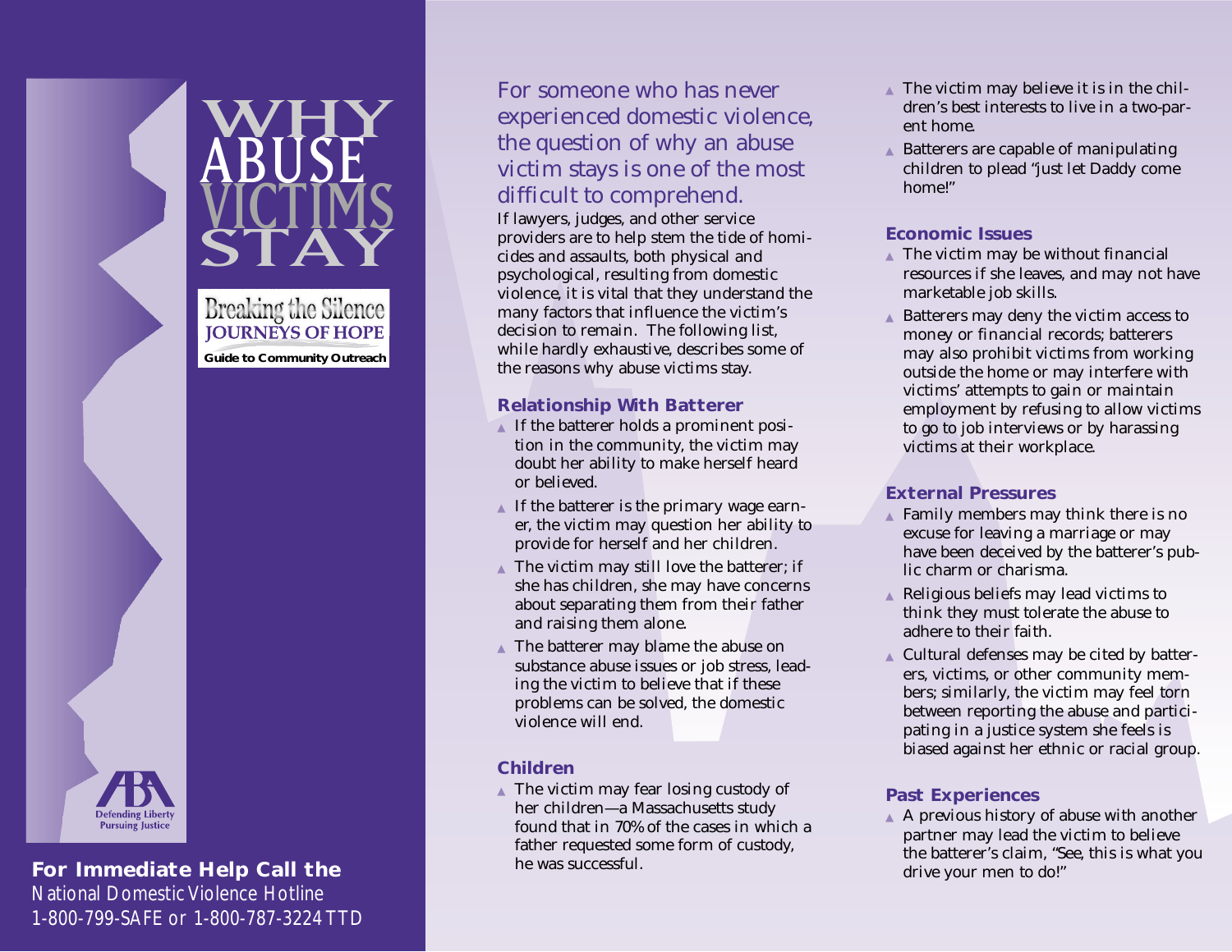# WHY ABUSE VICTIMS STAY

Breaking the Silence
**JOURNEYS OF HOPE**
**Guide to Community Outreach**

Defending Liberty
Pursuing Justice

**For Immediate Help Call the**
National Domestic Violence Hotline
1-800-799-SAFE or 1-800-787-3224 TTD

## For someone who has never experienced domestic violence, the question of why an abuse victim stays is one of the most difficult to comprehend.

If lawyers, judges, and other service providers are to help stem the tide of homicides and assaults, both physical and psychological, resulting from domestic violence, it is vital that they understand the many factors that influence the victim's decision to remain. The following list, while hardly exhaustive, describes some of the reasons why abuse victims stay.

### Relationship With Batterer

- If the batterer holds a prominent position in the community, the victim may doubt her ability to make herself heard or believed.
- If the batterer is the primary wage earner, the victim may question her ability to provide for herself and her children.
- The victim may still love the batterer; if she has children, she may have concerns about separating them from their father and raising them alone.
- The batterer may blame the abuse on substance abuse issues or job stress, leading the victim to believe that if these problems can be solved, the domestic violence will end.

### Children

- The victim may fear losing custody of her children—a Massachusetts study found that in 70% of the cases in which a father requested some form of custody, he was successful.
- The victim may believe it is in the children's best interests to live in a two-parent home.
- Batterers are capable of manipulating children to plead "just let Daddy come home!"

### Economic Issues

- The victim may be without financial resources if she leaves, and may not have marketable job skills.
- Batterers may deny the victim access to money or financial records; batterers may also prohibit victims from working outside the home or may interfere with victims' attempts to gain or maintain employment by refusing to allow victims to go to job interviews or by harassing victims at their workplace.

### External Pressures

- Family members may think there is no excuse for leaving a marriage or may have been deceived by the batterer's public charm or charisma.
- Religious beliefs may lead victims to think they must tolerate the abuse to adhere to their faith.
- Cultural defenses may be cited by batterers, victims, or other community members; similarly, the victim may feel torn between reporting the abuse and participating in a justice system she feels is biased against her ethnic or racial group.

### Past Experiences

- A previous history of abuse with another partner may lead the victim to believe the batterer's claim, "See, this is what you drive your men to do!"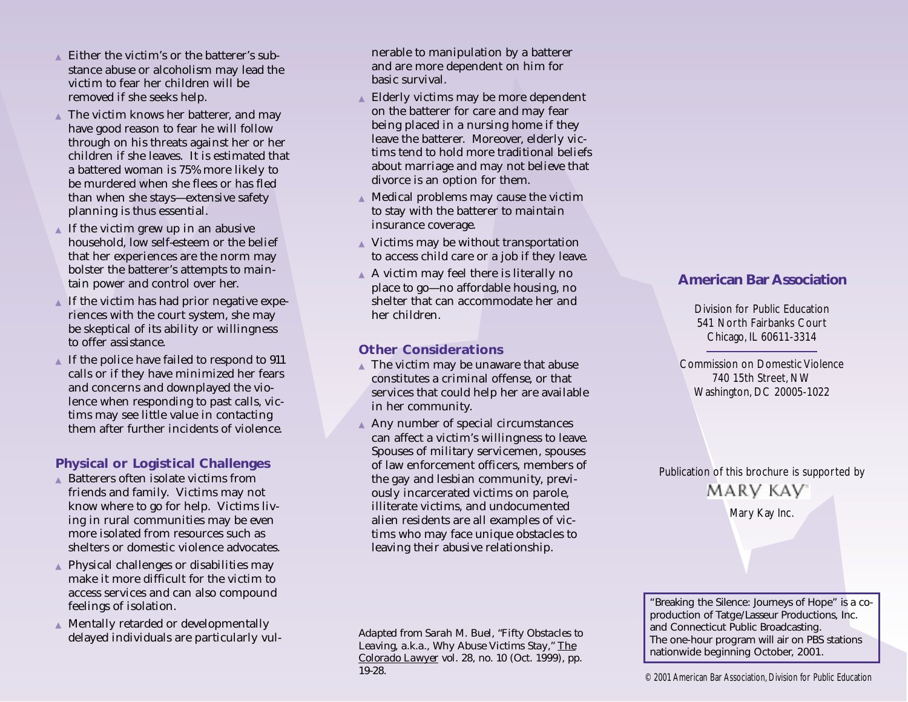- Either the victim's or the batterer's substance abuse or alcoholism may lead the victim to fear her children will be removed if she seeks help.
- The victim knows her batterer, and may have good reason to fear he will follow through on his threats against her or her children if she leaves. It is estimated that a battered woman is 75% more likely to be murdered when she flees or has fled than when she stays—extensive safety planning is thus essential.
- If the victim grew up in an abusive household, low self-esteem or the belief that her experiences are the norm may bolster the batterer's attempts to maintain power and control over her.
- If the victim has had prior negative experiences with the court system, she may be skeptical of its ability or willingness to offer assistance.
- If the police have failed to respond to 911 calls or if they have minimized her fears and concerns and downplayed the violence when responding to past calls, victims may see little value in contacting them after further incidents of violence.

### Physical or Logistical Challenges

- Batterers often isolate victims from friends and family. Victims may not know where to go for help. Victims living in rural communities may be even more isolated from resources such as shelters or domestic violence advocates.
- Physical challenges or disabilities may make it more difficult for the victim to access services and can also compound feelings of isolation.
- Mentally retarded or developmentally delayed individuals are particularly vulnerable to manipulation by a batterer and are more dependent on him for basic survival.
- Elderly victims may be more dependent on the batterer for care and may fear being placed in a nursing home if they leave the batterer. Moreover, elderly victims tend to hold more traditional beliefs about marriage and may not believe that divorce is an option for them.
- Medical problems may cause the victim to stay with the batterer to maintain insurance coverage.
- Victims may be without transportation to access child care or a job if they leave.
- A victim may feel there is literally no place to go—no affordable housing, no shelter that can accommodate her and her children.

### Other Considerations

- The victim may be unaware that abuse constitutes a criminal offense, or that services that could help her are available in her community.
- Any number of special circumstances can affect a victim's willingness to leave. Spouses of military servicemen, spouses of law enforcement officers, members of the gay and lesbian community, previously incarcerated victims on parole, illiterate victims, and undocumented alien residents are all examples of victims who may face unique obstacles to leaving their abusive relationship.

Adapted from Sarah M. Buel, "Fifty Obstacles to Leaving, a.k.a., Why Abuse Victims Stay," The Colorado Lawyer vol. 28, no. 10 (Oct. 1999), pp. 19-28.

## American Bar Association

Division for Public Education
541 North Fairbanks Court
Chicago, IL 60611-3314

Commission on Domestic Violence
740 15th Street, NW
Washington, DC 20005-1022

Publication of this brochure is supported by
MARY KAY
Mary Kay Inc.

"Breaking the Silence: Journeys of Hope" is a co-production of Tatge/Lasseur Productions, Inc. and Connecticut Public Broadcasting. The one-hour program will air on PBS stations nationwide beginning October, 2001.

© 2001 American Bar Association, Division for Public Education